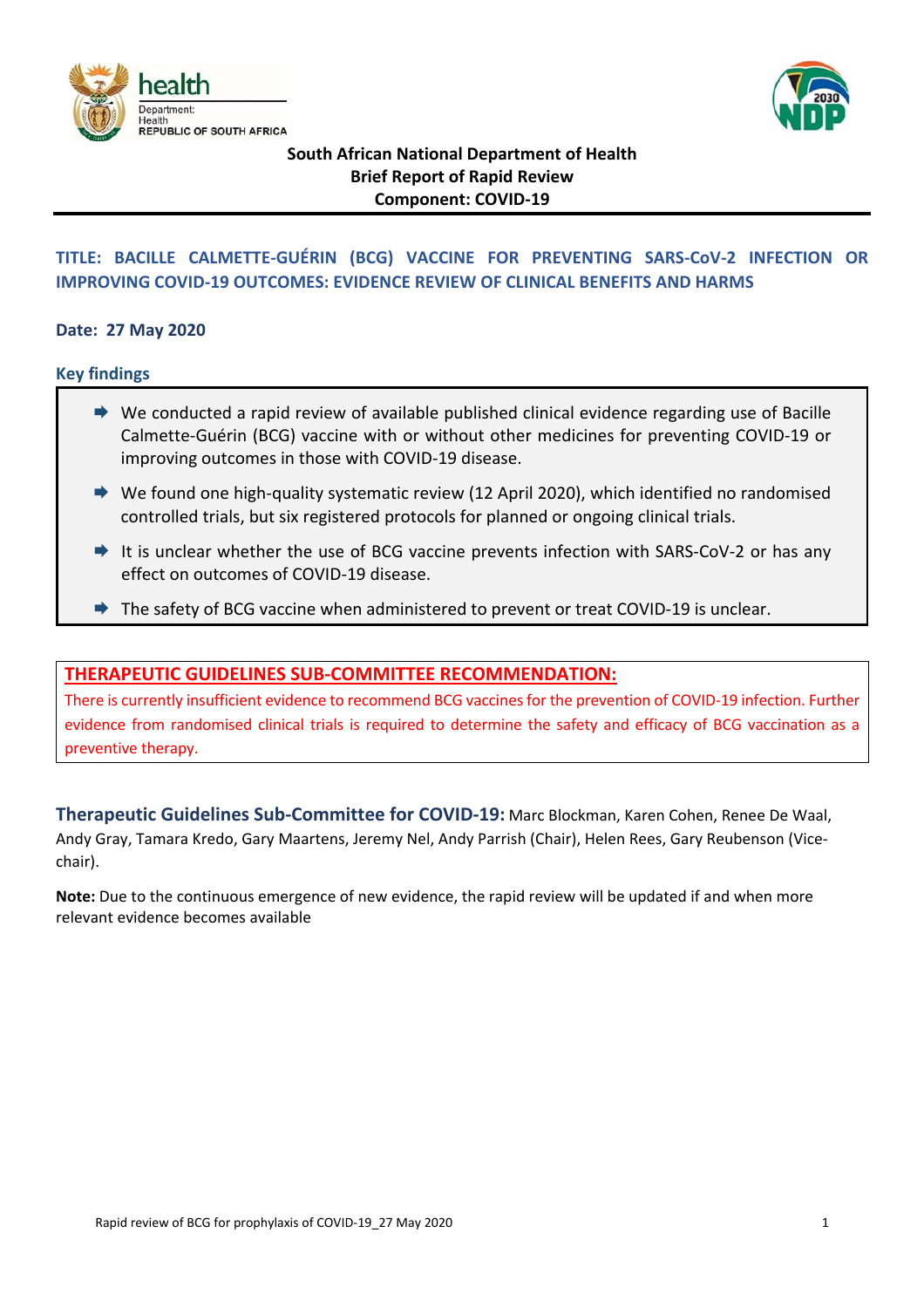South African National Department of Health
Brief Report of Rapid Review
Component: COVID-19

# TITLE: BACILLE CALMETTE-GUÉRIN (BCG) VACCINE FOR PREVENTING SARS-CoV-2 INFECTION OR IMPROVING COVID-19 OUTCOMES: EVIDENCE REVIEW OF CLINICAL BENEFITS AND HARMS

**Date: 27 May 2020**

## Key findings

- We conducted a rapid review of available published clinical evidence regarding use of Bacille Calmette-Guérin (BCG) vaccine with or without other medicines for preventing COVID-19 or improving outcomes in those with COVID-19 disease.
- We found one high-quality systematic review (12 April 2020), which identified no randomised controlled trials, but six registered protocols for planned or ongoing clinical trials.
- It is unclear whether the use of BCG vaccine prevents infection with SARS-CoV-2 or has any effect on outcomes of COVID-19 disease.
- The safety of BCG vaccine when administered to prevent or treat COVID-19 is unclear.

## THERAPEUTIC GUIDELINES SUB-COMMITTEE RECOMMENDATION:

There is currently insufficient evidence to recommend BCG vaccines for the prevention of COVID-19 infection. Further evidence from randomised clinical trials is required to determine the safety and efficacy of BCG vaccination as a preventive therapy.

**Therapeutic Guidelines Sub-Committee for COVID-19:** Marc Blockman, Karen Cohen, Renee De Waal, Andy Gray, Tamara Kredo, Gary Maartens, Jeremy Nel, Andy Parrish (Chair), Helen Rees, Gary Reubenson (Vice-chair).

**Note:** Due to the continuous emergence of new evidence, the rapid review will be updated if and when more relevant evidence becomes available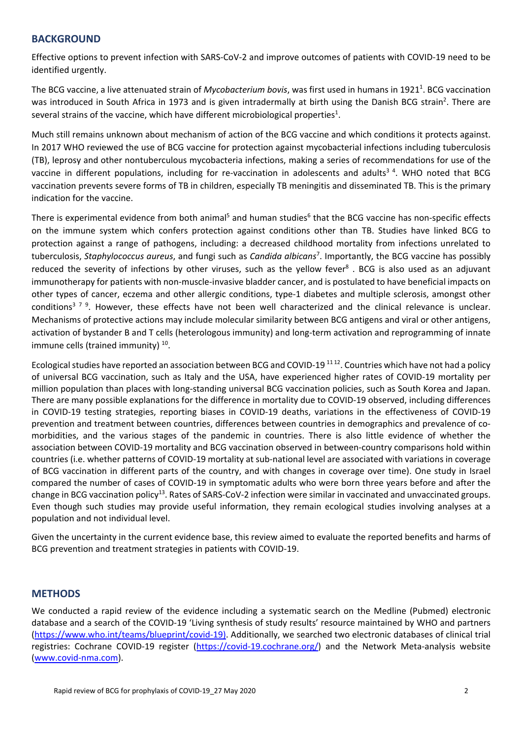## BACKGROUND

Effective options to prevent infection with SARS-CoV-2 and improve outcomes of patients with COVID-19 need to be identified urgently.

The BCG vaccine, a live attenuated strain of *Mycobacterium bovis*, was first used in humans in 1921[1]. BCG vaccination was introduced in South Africa in 1973 and is given intradermally at birth using the Danish BCG strain[2]. There are several strains of the vaccine, which have different microbiological properties[1].

Much still remains unknown about mechanism of action of the BCG vaccine and which conditions it protects against. In 2017 WHO reviewed the use of BCG vaccine for protection against mycobacterial infections including tuberculosis (TB), leprosy and other nontuberculous mycobacteria infections, making a series of recommendations for use of the vaccine in different populations, including for re-vaccination in adolescents and adults[3 4]. WHO noted that BCG vaccination prevents severe forms of TB in children, especially TB meningitis and disseminated TB. This is the primary indication for the vaccine.

There is experimental evidence from both animal[5] and human studies[6] that the BCG vaccine has non-specific effects on the immune system which confers protection against conditions other than TB. Studies have linked BCG to protection against a range of pathogens, including: a decreased childhood mortality from infections unrelated to tuberculosis, *Staphylococcus aureus*, and fungi such as *Candida albicans*[7]. Importantly, the BCG vaccine has possibly reduced the severity of infections by other viruses, such as the yellow fever[8] . BCG is also used as an adjuvant immunotherapy for patients with non-muscle-invasive bladder cancer, and is postulated to have beneficial impacts on other types of cancer, eczema and other allergic conditions, type-1 diabetes and multiple sclerosis, amongst other conditions[3 7 9]. However, these effects have not been well characterized and the clinical relevance is unclear. Mechanisms of protective actions may include molecular similarity between BCG antigens and viral or other antigens, activation of bystander B and T cells (heterologous immunity) and long-term activation and reprogramming of innate immune cells (trained immunity) [10].

Ecological studies have reported an association between BCG and COVID-19 [11 12]. Countries which have not had a policy of universal BCG vaccination, such as Italy and the USA, have experienced higher rates of COVID-19 mortality per million population than places with long-standing universal BCG vaccination policies, such as South Korea and Japan. There are many possible explanations for the difference in mortality due to COVID-19 observed, including differences in COVID-19 testing strategies, reporting biases in COVID-19 deaths, variations in the effectiveness of COVID-19 prevention and treatment between countries, differences between countries in demographics and prevalence of co-morbidities, and the various stages of the pandemic in countries. There is also little evidence of whether the association between COVID-19 mortality and BCG vaccination observed in between-country comparisons hold within countries (i.e. whether patterns of COVID-19 mortality at sub-national level are associated with variations in coverage of BCG vaccination in different parts of the country, and with changes in coverage over time). One study in Israel compared the number of cases of COVID-19 in symptomatic adults who were born three years before and after the change in BCG vaccination policy[13]. Rates of SARS-CoV-2 infection were similar in vaccinated and unvaccinated groups. Even though such studies may provide useful information, they remain ecological studies involving analyses at a population and not individual level.

Given the uncertainty in the current evidence base, this review aimed to evaluate the reported benefits and harms of BCG prevention and treatment strategies in patients with COVID-19.

## METHODS

We conducted a rapid review of the evidence including a systematic search on the Medline (Pubmed) electronic database and a search of the COVID-19 'Living synthesis of study results' resource maintained by WHO and partners (https://www.who.int/teams/blueprint/covid-19). Additionally, we searched two electronic databases of clinical trial registries: Cochrane COVID-19 register (https://covid-19.cochrane.org/) and the Network Meta-analysis website (www.covid-nma.com).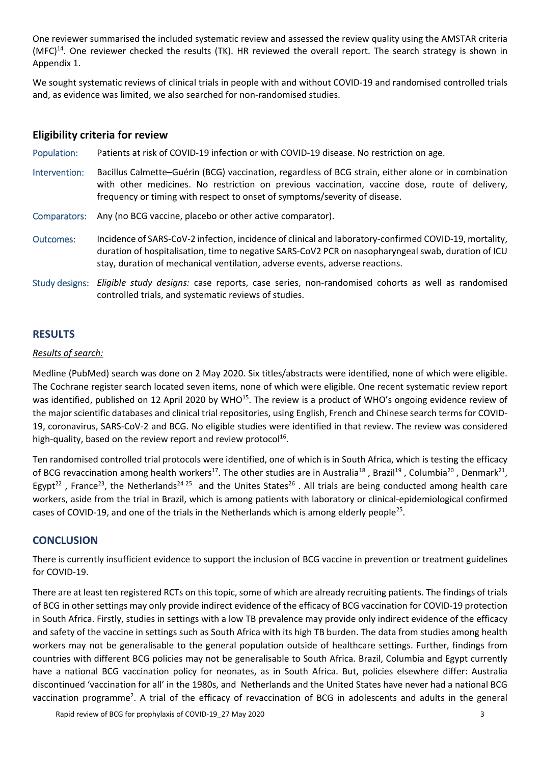One reviewer summarised the included systematic review and assessed the review quality using the AMSTAR criteria (MFC)[14]. One reviewer checked the results (TK). HR reviewed the overall report. The search strategy is shown in Appendix 1.

We sought systematic reviews of clinical trials in people with and without COVID-19 and randomised controlled trials and, as evidence was limited, we also searched for non-randomised studies.

## Eligibility criteria for review

Population: Patients at risk of COVID-19 infection or with COVID-19 disease. No restriction on age.

Intervention: Bacillus Calmette–Guérin (BCG) vaccination, regardless of BCG strain, either alone or in combination with other medicines. No restriction on previous vaccination, vaccine dose, route of delivery, frequency or timing with respect to onset of symptoms/severity of disease.

Comparators: Any (no BCG vaccine, placebo or other active comparator).

Outcomes: Incidence of SARS-CoV-2 infection, incidence of clinical and laboratory-confirmed COVID-19, mortality, duration of hospitalisation, time to negative SARS-CoV2 PCR on nasopharyngeal swab, duration of ICU stay, duration of mechanical ventilation, adverse events, adverse reactions.

Study designs: *Eligible study designs:* case reports, case series, non-randomised cohorts as well as randomised controlled trials, and systematic reviews of studies.

## RESULTS

*Results of search:*

Medline (PubMed) search was done on 2 May 2020. Six titles/abstracts were identified, none of which were eligible. The Cochrane register search located seven items, none of which were eligible. One recent systematic review report was identified, published on 12 April 2020 by WHO[15]. The review is a product of WHO's ongoing evidence review of the major scientific databases and clinical trial repositories, using English, French and Chinese search terms for COVID-19, coronavirus, SARS-CoV-2 and BCG. No eligible studies were identified in that review. The review was considered high-quality, based on the review report and review protocol[16].

Ten randomised controlled trial protocols were identified, one of which is in South Africa, which is testing the efficacy of BCG revaccination among health workers[17]. The other studies are in Australia[18], Brazil[19], Columbia[20], Denmark[21], Egypt[22], France[23], the Netherlands[24 25] and the Unites States[26]. All trials are being conducted among health care workers, aside from the trial in Brazil, which is among patients with laboratory or clinical-epidemiological confirmed cases of COVID-19, and one of the trials in the Netherlands which is among elderly people[25].

## CONCLUSION

There is currently insufficient evidence to support the inclusion of BCG vaccine in prevention or treatment guidelines for COVID-19.

There are at least ten registered RCTs on this topic, some of which are already recruiting patients. The findings of trials of BCG in other settings may only provide indirect evidence of the efficacy of BCG vaccination for COVID-19 protection in South Africa. Firstly, studies in settings with a low TB prevalence may provide only indirect evidence of the efficacy and safety of the vaccine in settings such as South Africa with its high TB burden. The data from studies among health workers may not be generalisable to the general population outside of healthcare settings. Further, findings from countries with different BCG policies may not be generalisable to South Africa. Brazil, Columbia and Egypt currently have a national BCG vaccination policy for neonates, as in South Africa. But, policies elsewhere differ: Australia discontinued 'vaccination for all' in the 1980s, and Netherlands and the United States have never had a national BCG vaccination programme[2]. A trial of the efficacy of revaccination of BCG in adolescents and adults in the general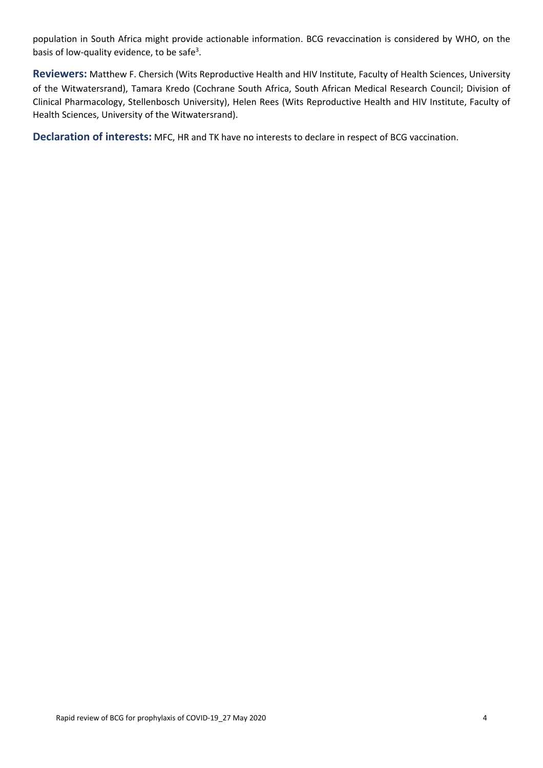population in South Africa might provide actionable information. BCG revaccination is considered by WHO, on the basis of low-quality evidence, to be safe[3].

**Reviewers:** Matthew F. Chersich (Wits Reproductive Health and HIV Institute, Faculty of Health Sciences, University of the Witwatersrand), Tamara Kredo (Cochrane South Africa, South African Medical Research Council; Division of Clinical Pharmacology, Stellenbosch University), Helen Rees (Wits Reproductive Health and HIV Institute, Faculty of Health Sciences, University of the Witwatersrand).

**Declaration of interests:** MFC, HR and TK have no interests to declare in respect of BCG vaccination.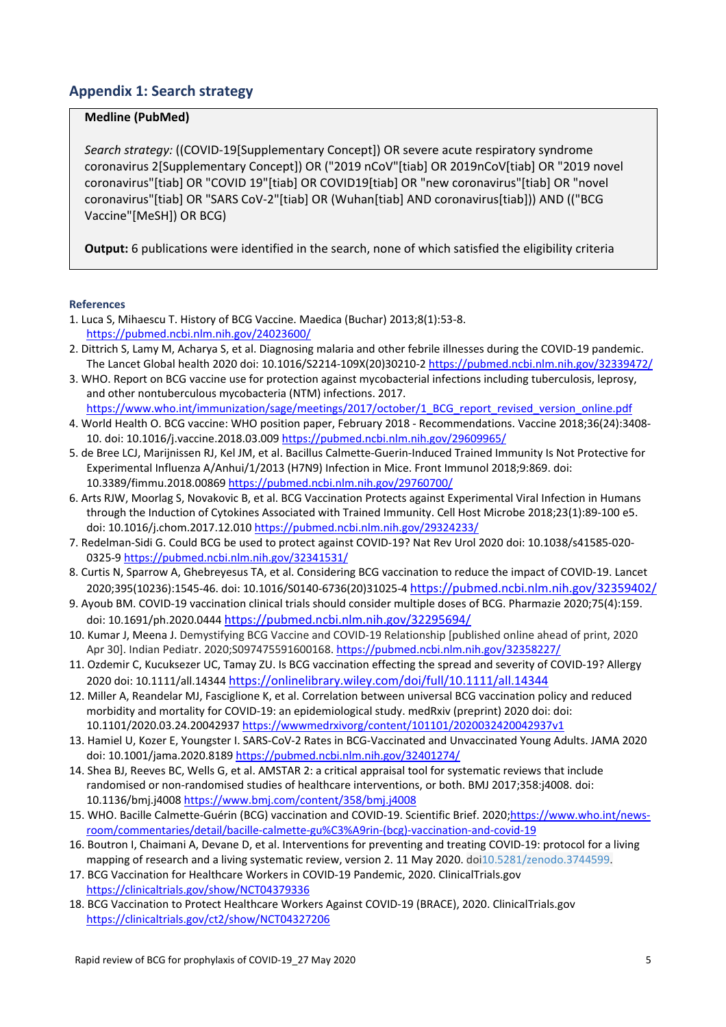## Appendix 1: Search strategy

**Medline (PubMed)**

*Search strategy:* ((COVID-19[Supplementary Concept]) OR severe acute respiratory syndrome coronavirus 2[Supplementary Concept]) OR ("2019 nCoV"[tiab] OR 2019nCoV[tiab] OR "2019 novel coronavirus"[tiab] OR "COVID 19"[tiab] OR COVID19[tiab] OR "new coronavirus"[tiab] OR "novel coronavirus"[tiab] OR "SARS CoV-2"[tiab] OR (Wuhan[tiab] AND coronavirus[tiab])) AND (("BCG Vaccine"[MeSH]) OR BCG)

**Output:** 6 publications were identified in the search, none of which satisfied the eligibility criteria

### References

1. Luca S, Mihaescu T. History of BCG Vaccine. Maedica (Buchar) 2013;8(1):53-8. https://pubmed.ncbi.nlm.nih.gov/24023600/
2. Dittrich S, Lamy M, Acharya S, et al. Diagnosing malaria and other febrile illnesses during the COVID-19 pandemic. The Lancet Global health 2020 doi: 10.1016/S2214-109X(20)30210-2 https://pubmed.ncbi.nlm.nih.gov/32339472/
3. WHO. Report on BCG vaccine use for protection against mycobacterial infections including tuberculosis, leprosy, and other nontuberculous mycobacteria (NTM) infections. 2017. https://www.who.int/immunization/sage/meetings/2017/october/1_BCG_report_revised_version_online.pdf
4. World Health O. BCG vaccine: WHO position paper, February 2018 - Recommendations. Vaccine 2018;36(24):3408-10. doi: 10.1016/j.vaccine.2018.03.009 https://pubmed.ncbi.nlm.nih.gov/29609965/
5. de Bree LCJ, Marijnissen RJ, Kel JM, et al. Bacillus Calmette-Guerin-Induced Trained Immunity Is Not Protective for Experimental Influenza A/Anhui/1/2013 (H7N9) Infection in Mice. Front Immunol 2018;9:869. doi: 10.3389/fimmu.2018.00869 https://pubmed.ncbi.nlm.nih.gov/29760700/
6. Arts RJW, Moorlag S, Novakovic B, et al. BCG Vaccination Protects against Experimental Viral Infection in Humans through the Induction of Cytokines Associated with Trained Immunity. Cell Host Microbe 2018;23(1):89-100 e5. doi: 10.1016/j.chom.2017.12.010 https://pubmed.ncbi.nlm.nih.gov/29324233/
7. Redelman-Sidi G. Could BCG be used to protect against COVID-19? Nat Rev Urol 2020 doi: 10.1038/s41585-020-0325-9 https://pubmed.ncbi.nlm.nih.gov/32341531/
8. Curtis N, Sparrow A, Ghebreyesus TA, et al. Considering BCG vaccination to reduce the impact of COVID-19. Lancet 2020;395(10236):1545-46. doi: 10.1016/S0140-6736(20)31025-4 https://pubmed.ncbi.nlm.nih.gov/32359402/
9. Ayoub BM. COVID-19 vaccination clinical trials should consider multiple doses of BCG. Pharmazie 2020;75(4):159. doi: 10.1691/ph.2020.0444 https://pubmed.ncbi.nlm.nih.gov/32295694/
10. Kumar J, Meena J. Demystifying BCG Vaccine and COVID-19 Relationship [published online ahead of print, 2020 Apr 30]. Indian Pediatr. 2020;S097475591600168. https://pubmed.ncbi.nlm.nih.gov/32358227/
11. Ozdemir C, Kucuksezer UC, Tamay ZU. Is BCG vaccination effecting the spread and severity of COVID-19? Allergy 2020 doi: 10.1111/all.14344 https://onlinelibrary.wiley.com/doi/full/10.1111/all.14344
12. Miller A, Reandelar MJ, Fasciglione K, et al. Correlation between universal BCG vaccination policy and reduced morbidity and mortality for COVID-19: an epidemiological study. medRxiv (preprint) 2020 doi: doi: 10.1101/2020.03.24.20042937 https://wwwmedrxivorg/content/101101/2020032420042937v1
13. Hamiel U, Kozer E, Youngster I. SARS-CoV-2 Rates in BCG-Vaccinated and Unvaccinated Young Adults. JAMA 2020 doi: 10.1001/jama.2020.8189 https://pubmed.ncbi.nlm.nih.gov/32401274/
14. Shea BJ, Reeves BC, Wells G, et al. AMSTAR 2: a critical appraisal tool for systematic reviews that include randomised or non-randomised studies of healthcare interventions, or both. BMJ 2017;358:j4008. doi: 10.1136/bmj.j4008 https://www.bmj.com/content/358/bmj.j4008
15. WHO. Bacille Calmette-Guérin (BCG) vaccination and COVID-19. Scientific Brief. 2020;https://www.who.int/news-room/commentaries/detail/bacille-calmette-gu%C3%A9rin-(bcg)-vaccination-and-covid-19
16. Boutron I, Chaimani A, Devane D, et al. Interventions for preventing and treating COVID-19: protocol for a living mapping of research and a living systematic review, version 2. 11 May 2020. doi10.5281/zenodo.3744599.
17. BCG Vaccination for Healthcare Workers in COVID-19 Pandemic, 2020. ClinicalTrials.gov https://clinicaltrials.gov/show/NCT04379336
18. BCG Vaccination to Protect Healthcare Workers Against COVID-19 (BRACE), 2020. ClinicalTrials.gov https://clinicaltrials.gov/ct2/show/NCT04327206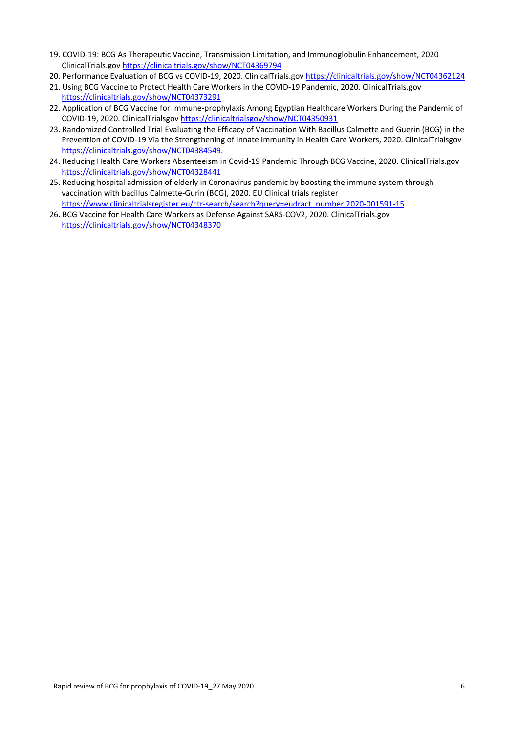19. COVID-19: BCG As Therapeutic Vaccine, Transmission Limitation, and Immunoglobulin Enhancement, 2020 ClinicalTrials.gov https://clinicaltrials.gov/show/NCT04369794
20. Performance Evaluation of BCG vs COVID-19, 2020. ClinicalTrials.gov https://clinicaltrials.gov/show/NCT04362124
21. Using BCG Vaccine to Protect Health Care Workers in the COVID-19 Pandemic, 2020. ClinicalTrials.gov https://clinicaltrials.gov/show/NCT04373291
22. Application of BCG Vaccine for Immune-prophylaxis Among Egyptian Healthcare Workers During the Pandemic of COVID-19, 2020. ClinicalTrialsgov https://clinicaltrialsgov/show/NCT04350931
23. Randomized Controlled Trial Evaluating the Efficacy of Vaccination With Bacillus Calmette and Guerin (BCG) in the Prevention of COVID-19 Via the Strengthening of Innate Immunity in Health Care Workers, 2020. ClinicalTrialsgov https://clinicaltrials.gov/show/NCT04384549.
24. Reducing Health Care Workers Absenteeism in Covid-19 Pandemic Through BCG Vaccine, 2020. ClinicalTrials.gov https://clinicaltrials.gov/show/NCT04328441
25. Reducing hospital admission of elderly in Coronavirus pandemic by boosting the immune system through vaccination with bacillus Calmette-Gurin (BCG), 2020. EU Clinical trials register https://www.clinicaltrialsregister.eu/ctr-search/search?query=eudract_number:2020-001591-15
26. BCG Vaccine for Health Care Workers as Defense Against SARS-COV2, 2020. ClinicalTrials.gov https://clinicaltrials.gov/show/NCT04348370